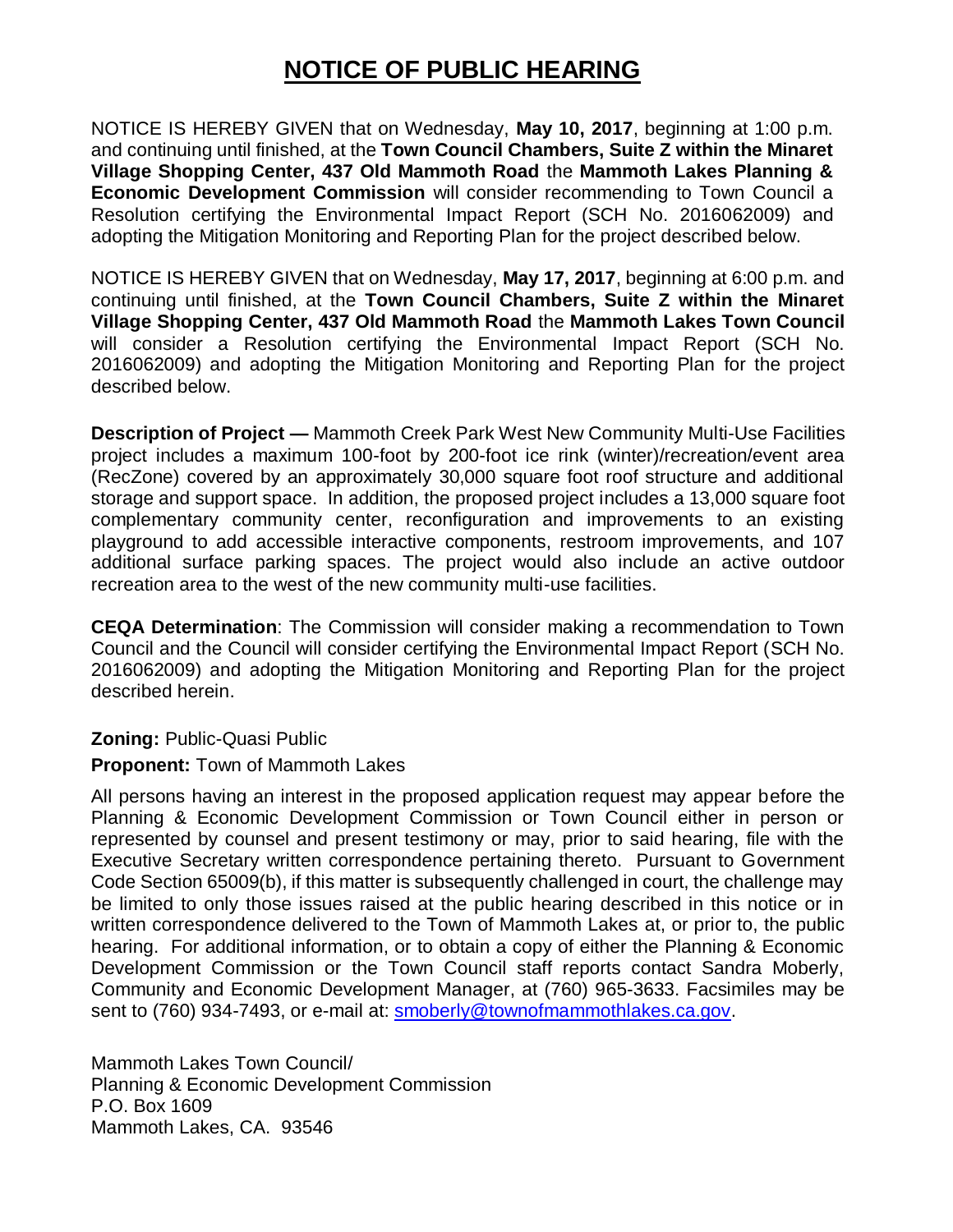# NOTICE OF PUBLIC HEARING

NOTICE IS HEREBY GIVEN that on Wednesday, **May 10, 2017**, beginning at 1:00 p.m. and continuing until finished, at the **Town Council Chambers, Suite Z within the Minaret Village Shopping Center, 437 Old Mammoth Road** the **Mammoth Lakes Planning & Economic Development Commission** will consider recommending to Town Council a Resolution certifying the Environmental Impact Report (SCH No. 2016062009) and adopting the Mitigation Monitoring and Reporting Plan for the project described below.

NOTICE IS HEREBY GIVEN that on Wednesday, **May 17, 2017**, beginning at 6:00 p.m. and continuing until finished, at the **Town Council Chambers, Suite Z within the Minaret Village Shopping Center, 437 Old Mammoth Road** the **Mammoth Lakes Town Council** will consider a Resolution certifying the Environmental Impact Report (SCH No. 2016062009) and adopting the Mitigation Monitoring and Reporting Plan for the project described below.

**Description of Project —** Mammoth Creek Park West New Community Multi-Use Facilities project includes a maximum 100-foot by 200-foot ice rink (winter)/recreation/event area (RecZone) covered by an approximately 30,000 square foot roof structure and additional storage and support space. In addition, the proposed project includes a 13,000 square foot complementary community center, reconfiguration and improvements to an existing playground to add accessible interactive components, restroom improvements, and 107 additional surface parking spaces. The project would also include an active outdoor recreation area to the west of the new community multi-use facilities.

**CEQA Determination**: The Commission will consider making a recommendation to Town Council and the Council will consider certifying the Environmental Impact Report (SCH No. 2016062009) and adopting the Mitigation Monitoring and Reporting Plan for the project described herein.

**Zoning:** Public-Quasi Public

**Proponent:** Town of Mammoth Lakes

All persons having an interest in the proposed application request may appear before the Planning & Economic Development Commission or Town Council either in person or represented by counsel and present testimony or may, prior to said hearing, file with the Executive Secretary written correspondence pertaining thereto. Pursuant to Government Code Section 65009(b), if this matter is subsequently challenged in court, the challenge may be limited to only those issues raised at the public hearing described in this notice or in written correspondence delivered to the Town of Mammoth Lakes at, or prior to, the public hearing. For additional information, or to obtain a copy of either the Planning & Economic Development Commission or the Town Council staff reports contact Sandra Moberly, Community and Economic Development Manager, at (760) 965-3633. Facsimiles may be sent to (760) 934-7493, or e-mail at: smoberly@townofmammothlakes.ca.gov.

Mammoth Lakes Town Council/
Planning & Economic Development Commission
P.O. Box 1609
Mammoth Lakes, CA. 93546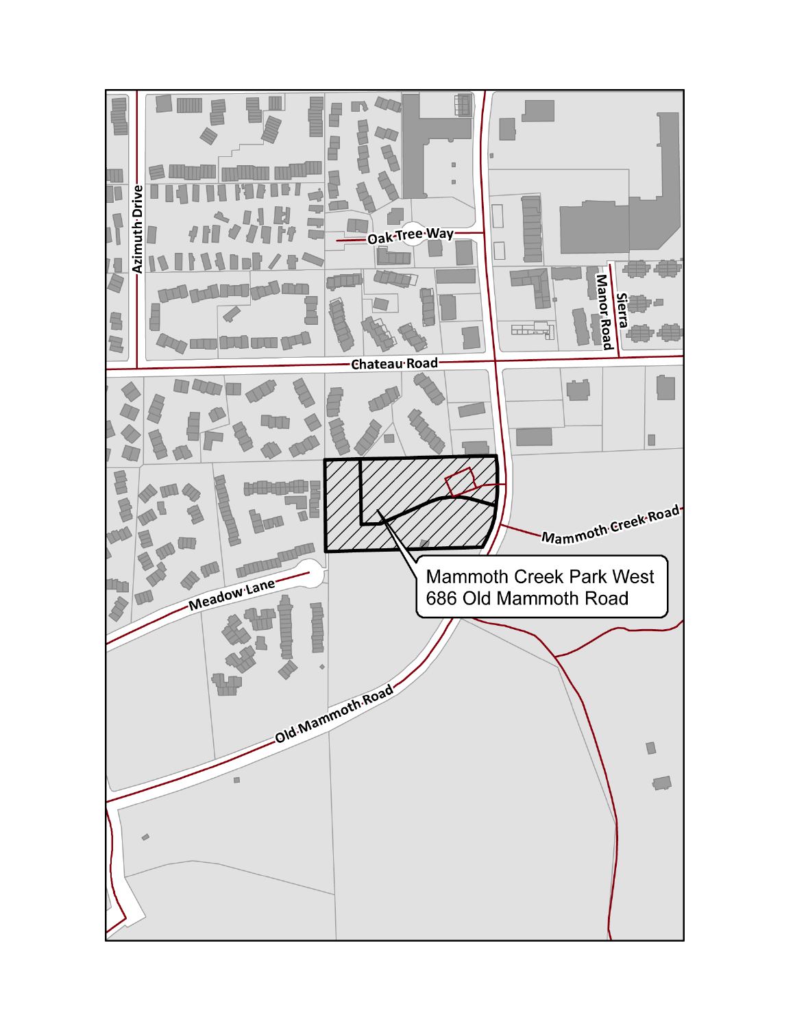Azimuth Drive

Oak Tree Way

Manor Road

Sierra

Chateau Road

Mammoth Creek Road

Mammoth Creek Park West
686 Old Mammoth Road

Meadow Lane

Old Mammoth Road